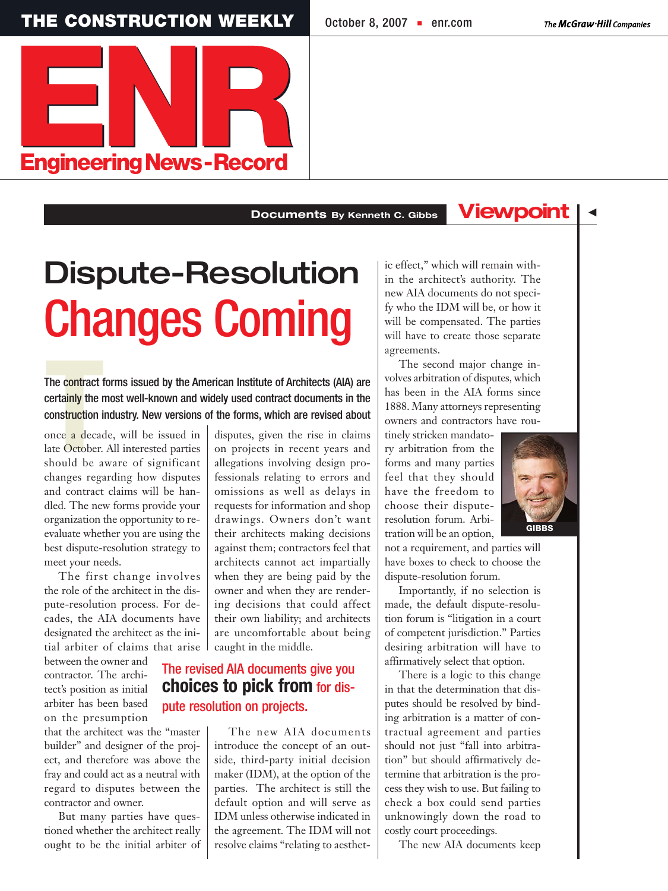THE CONSTRUCTION WEEKLY

October 8, 2007 ▪ enr.com

# ENR
## Engineering News-Record

**Documents** By Kenneth C. Gibbs — **Viewpoint**

# Dispute-Resolution Changes Coming

The contract forms issued by the American Institute of Architects (AIA) are certainly the most well-known and widely used contract documents in the construction industry. New versions of the forms, which are revised about once a decade, will be issued in late October. All interested parties should be aware of significant changes regarding how disputes and contract claims will be handled. The new forms provide your organization the opportunity to re-evaluate whether you are using the best dispute-resolution strategy to meet your needs.

The first change involves the role of the architect in the dispute-resolution process. For decades, the AIA documents have designated the architect as the initial arbiter of claims that arise between the owner and contractor. The architect's position as initial arbiter has been based on the presumption that the architect was the "master builder" and designer of the project, and therefore was above the fray and could act as a neutral with regard to disputes between the contractor and owner.

But many parties have questioned whether the architect really ought to be the initial arbiter of disputes, given the rise in claims on projects in recent years and allegations involving design professionals relating to errors and omissions as well as delays in requests for information and shop drawings. Owners don't want their architects making decisions against them; contractors feel that architects cannot act impartially when they are being paid by the owner and when they are rendering decisions that could affect their own liability; and architects are uncomfortable about being caught in the middle.

**The revised AIA documents give you choices to pick from for dispute resolution on projects.**

The new AIA documents introduce the concept of an outside, third-party initial decision maker (IDM), at the option of the parties. The architect is still the default option and will serve as IDM unless otherwise indicated in the agreement. The IDM will not resolve claims "relating to aesthetic effect," which will remain within the architect's authority. The new AIA documents do not specify who the IDM will be, or how it will be compensated. The parties will have to create those separate agreements.

The second major change involves arbitration of disputes, which has been in the AIA forms since 1888. Many attorneys representing owners and contractors have routinely stricken mandatory arbitration from the forms and many parties feel that they should have the freedom to choose their dispute-resolution forum. Arbitration will be an option, not a requirement, and parties will have boxes to check to choose the dispute-resolution forum.

GIBBS

Importantly, if no selection is made, the default dispute-resolution forum is "litigation in a court of competent jurisdiction." Parties desiring arbitration will have to affirmatively select that option.

There is a logic to this change in that the determination that disputes should be resolved by binding arbitration is a matter of contractual agreement and parties should not just "fall into arbitration" but should affirmatively determine that arbitration is the process they wish to use. But failing to check a box could send parties unknowingly down the road to costly court proceedings.

The new AIA documents keep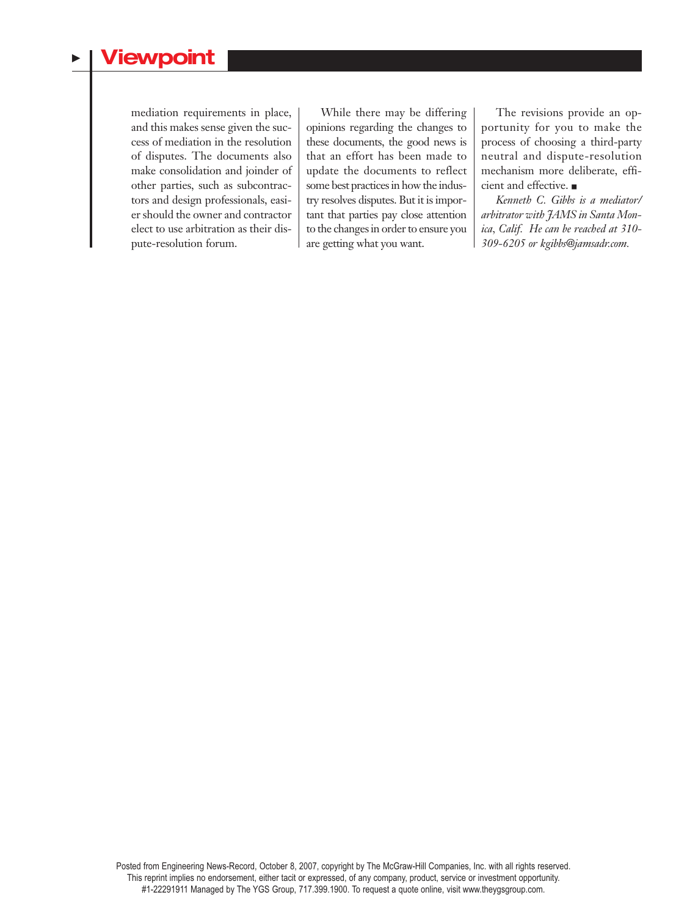mediation requirements in place, and this makes sense given the success of mediation in the resolution of disputes. The documents also make consolidation and joinder of other parties, such as subcontractors and design professionals, easier should the owner and contractor elect to use arbitration as their dispute-resolution forum.

While there may be differing opinions regarding the changes to these documents, the good news is that an effort has been made to update the documents to reflect some best practices in how the industry resolves disputes. But it is important that parties pay close attention to the changes in order to ensure you are getting what you want.

The revisions provide an opportunity for you to make the process of choosing a third-party neutral and dispute-resolution mechanism more deliberate, efficient and effective. ■

*Kenneth C. Gibbs is a mediator/arbitrator with JAMS in Santa Monica, Calif. He can be reached at 310-309-6205 or kgibbs@jamsadr.com.*

Posted from Engineering News-Record, October 8, 2007, copyright by The McGraw-Hill Companies, Inc. with all rights reserved. This reprint implies no endorsement, either tacit or expressed, of any company, product, service or investment opportunity. #1-22291911 Managed by The YGS Group, 717.399.1900. To request a quote online, visit www.theygsgroup.com.